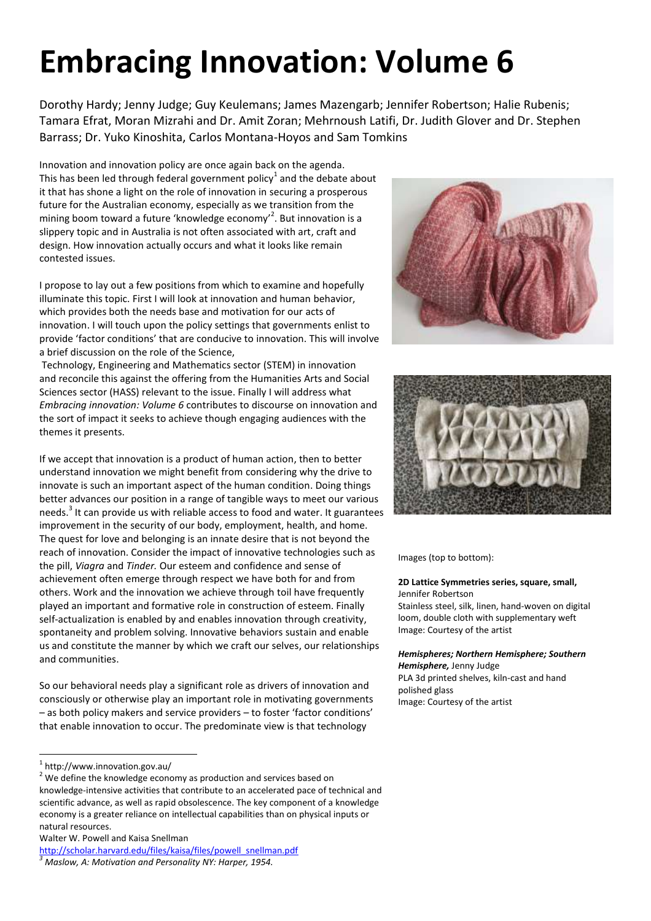# Embracing Innovation: Volume 6

Dorothy Hardy; Jenny Judge; Guy Keulemans; James Mazengarb; Jennifer Robertson; Halie Rubenis; Tamara Efrat, Moran Mizrahi and Dr. Amit Zoran; Mehrnoush Latifi, Dr. Judith Glover and Dr. Stephen Barrass; Dr. Yuko Kinoshita, Carlos Montana-Hoyos and Sam Tomkins

Innovation and innovation policy are once again back on the agenda. This has been led through federal government policy[1] and the debate about it that has shone a light on the role of innovation in securing a prosperous future for the Australian economy, especially as we transition from the mining boom toward a future 'knowledge economy'[2]. But innovation is a slippery topic and in Australia is not often associated with art, craft and design. How innovation actually occurs and what it looks like remain contested issues.

I propose to lay out a few positions from which to examine and hopefully illuminate this topic. First I will look at innovation and human behavior, which provides both the needs base and motivation for our acts of innovation. I will touch upon the policy settings that governments enlist to provide 'factor conditions' that are conducive to innovation. This will involve a brief discussion on the role of the Science, Technology, Engineering and Mathematics sector (STEM) in innovation and reconcile this against the offering from the Humanities Arts and Social Sciences sector (HASS) relevant to the issue. Finally I will address what *Embracing innovation: Volume 6* contributes to discourse on innovation and the sort of impact it seeks to achieve though engaging audiences with the themes it presents.

If we accept that innovation is a product of human action, then to better understand innovation we might benefit from considering why the drive to innovate is such an important aspect of the human condition. Doing things better advances our position in a range of tangible ways to meet our various needs.[3] It can provide us with reliable access to food and water. It guarantees improvement in the security of our body, employment, health, and home. The quest for love and belonging is an innate desire that is not beyond the reach of innovation. Consider the impact of innovative technologies such as the pill, *Viagra* and *Tinder.* Our esteem and confidence and sense of achievement often emerge through respect we have both for and from others. Work and the innovation we achieve through toil have frequently played an important and formative role in construction of esteem. Finally self-actualization is enabled by and enables innovation through creativity, spontaneity and problem solving. Innovative behaviors sustain and enable us and constitute the manner by which we craft our selves, our relationships and communities.

So our behavioral needs play a significant role as drivers of innovation and consciously or otherwise play an important role in motivating governments – as both policy makers and service providers – to foster 'factor conditions' that enable innovation to occur. The predominate view is that technology

Images (top to bottom):

**2D Lattice Symmetries series, square, small,**
Jennifer Robertson
Stainless steel, silk, linen, hand-woven on digital loom, double cloth with supplementary weft
Image: Courtesy of the artist

***Hemispheres; Northern Hemisphere; Southern Hemisphere,*** Jenny Judge
PLA 3d printed shelves, kiln-cast and hand polished glass
Image: Courtesy of the artist

---

[1] http://www.innovation.gov.au/

[2] We define the knowledge economy as production and services based on knowledge-intensive activities that contribute to an accelerated pace of technical and scientific advance, as well as rapid obsolescence. The key component of a knowledge economy is a greater reliance on intellectual capabilities than on physical inputs or natural resources.
Walter W. Powell and Kaisa Snellman
http://scholar.harvard.edu/files/kaisa/files/powell_snellman.pdf

[3] *Maslow, A: Motivation and Personality NY: Harper, 1954.*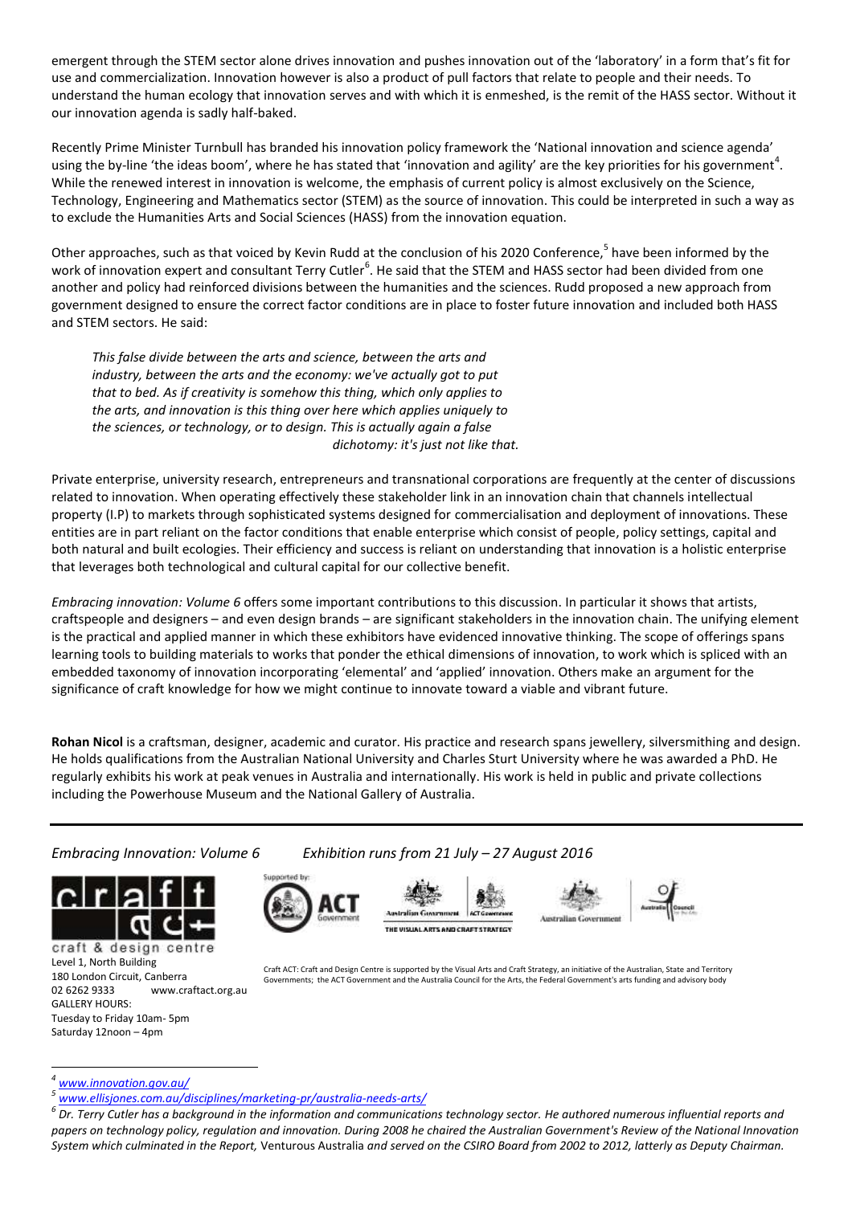emergent through the STEM sector alone drives innovation and pushes innovation out of the 'laboratory' in a form that's fit for use and commercialization. Innovation however is also a product of pull factors that relate to people and their needs. To understand the human ecology that innovation serves and with which it is enmeshed, is the remit of the HASS sector. Without it our innovation agenda is sadly half-baked.

Recently Prime Minister Turnbull has branded his innovation policy framework the 'National innovation and science agenda' using the by-line 'the ideas boom', where he has stated that 'innovation and agility' are the key priorities for his government[4]. While the renewed interest in innovation is welcome, the emphasis of current policy is almost exclusively on the Science, Technology, Engineering and Mathematics sector (STEM) as the source of innovation. This could be interpreted in such a way as to exclude the Humanities Arts and Social Sciences (HASS) from the innovation equation.

Other approaches, such as that voiced by Kevin Rudd at the conclusion of his 2020 Conference,[5] have been informed by the work of innovation expert and consultant Terry Cutler[6]. He said that the STEM and HASS sector had been divided from one another and policy had reinforced divisions between the humanities and the sciences. Rudd proposed a new approach from government designed to ensure the correct factor conditions are in place to foster future innovation and included both HASS and STEM sectors. He said:

> *This false divide between the arts and science, between the arts and industry, between the arts and the economy: we've actually got to put that to bed. As if creativity is somehow this thing, which only applies to the arts, and innovation is this thing over here which applies uniquely to the sciences, or technology, or to design. This is actually again a false dichotomy: it's just not like that.*

Private enterprise, university research, entrepreneurs and transnational corporations are frequently at the center of discussions related to innovation. When operating effectively these stakeholder link in an innovation chain that channels intellectual property (I.P) to markets through sophisticated systems designed for commercialisation and deployment of innovations. These entities are in part reliant on the factor conditions that enable enterprise which consist of people, policy settings, capital and both natural and built ecologies. Their efficiency and success is reliant on understanding that innovation is a holistic enterprise that leverages both technological and cultural capital for our collective benefit.

*Embracing innovation: Volume 6* offers some important contributions to this discussion. In particular it shows that artists, craftspeople and designers – and even design brands – are significant stakeholders in the innovation chain. The unifying element is the practical and applied manner in which these exhibitors have evidenced innovative thinking. The scope of offerings spans learning tools to building materials to works that ponder the ethical dimensions of innovation, to work which is spliced with an embedded taxonomy of innovation incorporating 'elemental' and 'applied' innovation. Others make an argument for the significance of craft knowledge for how we might continue to innovate toward a viable and vibrant future.

**Rohan Nicol** is a craftsman, designer, academic and curator. His practice and research spans jewellery, silversmithing and design. He holds qualifications from the Australian National University and Charles Sturt University where he was awarded a PhD. He regularly exhibits his work at peak venues in Australia and internationally. His work is held in public and private collections including the Powerhouse Museum and the National Gallery of Australia.

---

*Embracing Innovation: Volume 6* *Exhibition runs from 21 July – 27 August 2016*

craft act
craft & design centre
Level 1, North Building
180 London Circuit, Canberra
02 6262 9333 www.craftact.org.au
GALLERY HOURS:
Tuesday to Friday 10am- 5pm
Saturday 12noon – 4pm

Supported by:

Craft ACT: Craft and Design Centre is supported by the Visual Arts and Craft Strategy, an initiative of the Australian, State and Territory Governments; the ACT Government and the Australia Council for the Arts, the Federal Government's arts funding and advisory body

---

[4] www.innovation.gov.au/

[5] www.ellisjones.com.au/disciplines/marketing-pr/australia-needs-arts/

[6] *Dr. Terry Cutler has a background in the information and communications technology sector. He authored numerous influential reports and papers on technology policy, regulation and innovation. During 2008 he chaired the Australian Government's Review of the National Innovation System which culminated in the Report,* Venturous Australia *and served on the CSIRO Board from 2002 to 2012, latterly as Deputy Chairman.*